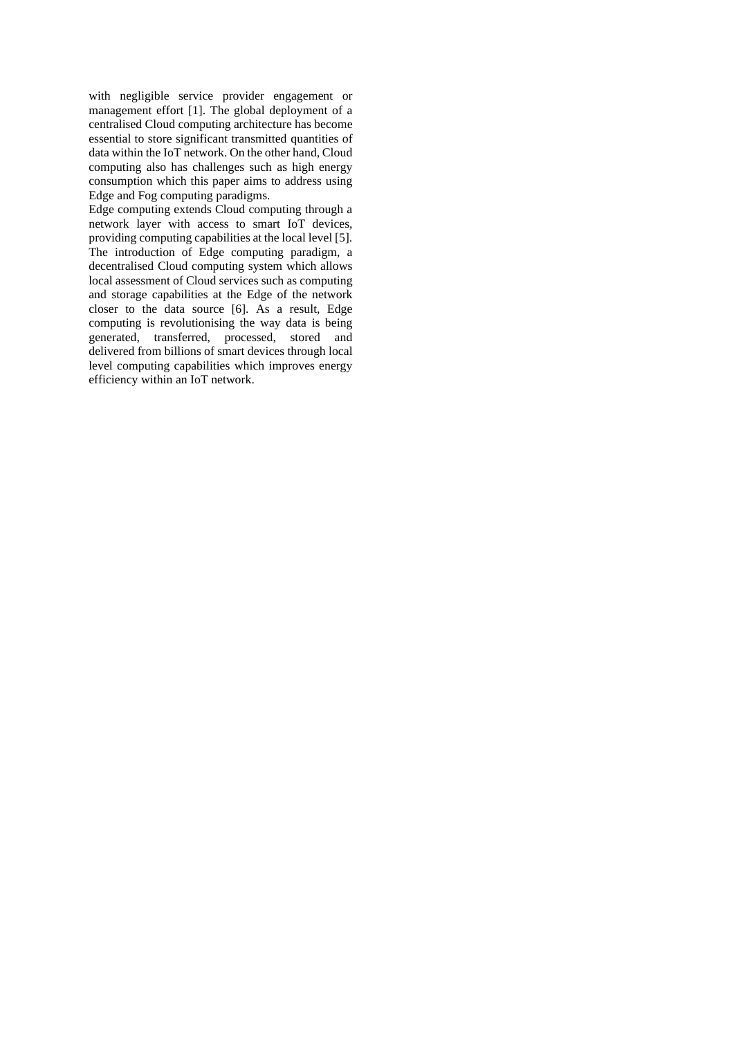with negligible service provider engagement or management effort [1]. The global deployment of a centralised Cloud computing architecture has become essential to store significant transmitted quantities of data within the IoT network. On the other hand, Cloud computing also has challenges such as high energy consumption which this paper aims to address using Edge and Fog computing paradigms.

Edge computing extends Cloud computing through a network layer with access to smart IoT devices, providing computing capabilities at the local level [5]. The introduction of Edge computing paradigm, a decentralised Cloud computing system which allows local assessment of Cloud services such as computing and storage capabilities at the Edge of the network closer to the data source [6]. As a result, Edge computing is revolutionising the way data is being generated, transferred, processed, stored and delivered from billions of smart devices through local level computing capabilities which improves energy efficiency within an IoT network.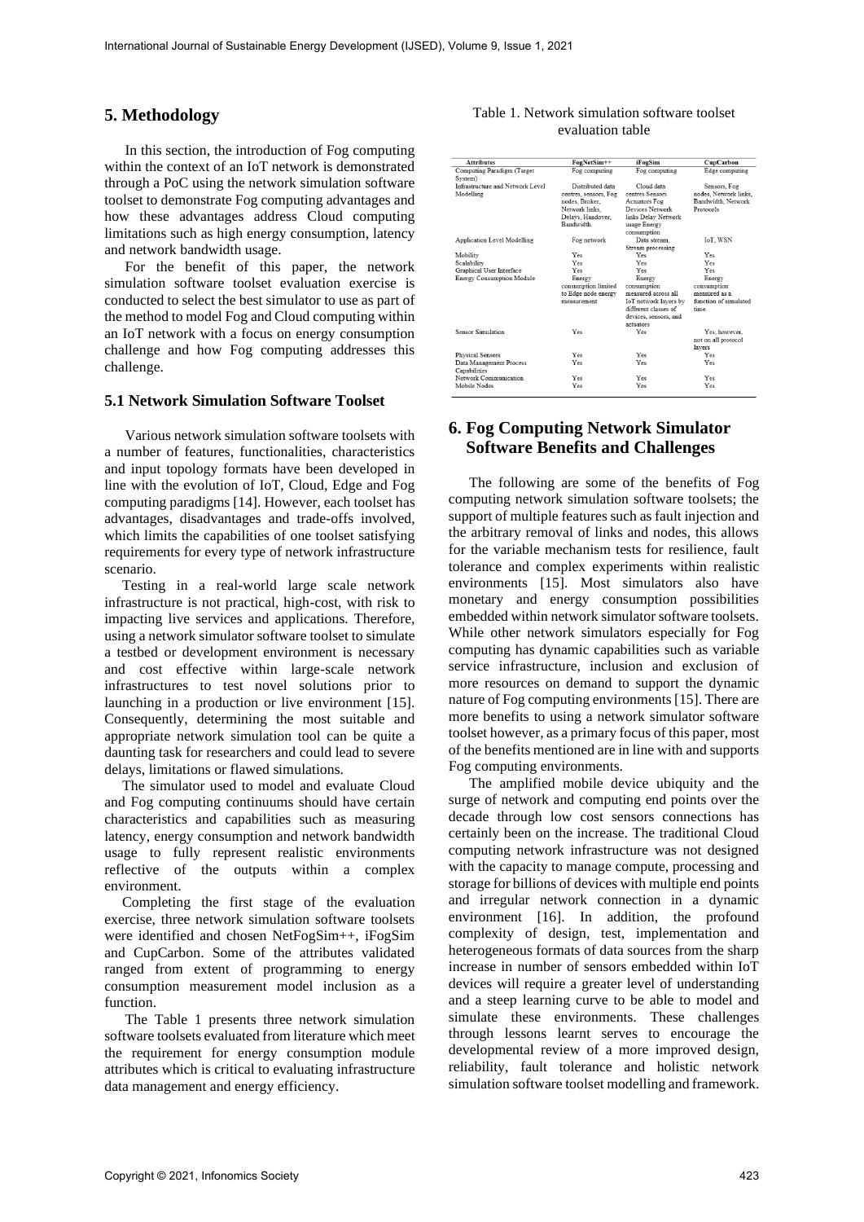## 5. Methodology

In this section, the introduction of Fog computing within the context of an IoT network is demonstrated through a PoC using the network simulation software toolset to demonstrate Fog computing advantages and how these advantages address Cloud computing limitations such as high energy consumption, latency and network bandwidth usage.

For the benefit of this paper, the network simulation software toolset evaluation exercise is conducted to select the best simulator to use as part of the method to model Fog and Cloud computing within an IoT network with a focus on energy consumption challenge and how Fog computing addresses this challenge.

### 5.1 Network Simulation Software Toolset

Various network simulation software toolsets with a number of features, functionalities, characteristics and input topology formats have been developed in line with the evolution of IoT, Cloud, Edge and Fog computing paradigms [14]. However, each toolset has advantages, disadvantages and trade-offs involved, which limits the capabilities of one toolset satisfying requirements for every type of network infrastructure scenario.

Testing in a real-world large scale network infrastructure is not practical, high-cost, with risk to impacting live services and applications. Therefore, using a network simulator software toolset to simulate a testbed or development environment is necessary and cost effective within large-scale network infrastructures to test novel solutions prior to launching in a production or live environment [15]. Consequently, determining the most suitable and appropriate network simulation tool can be quite a daunting task for researchers and could lead to severe delays, limitations or flawed simulations.

The simulator used to model and evaluate Cloud and Fog computing continuums should have certain characteristics and capabilities such as measuring latency, energy consumption and network bandwidth usage to fully represent realistic environments reflective of the outputs within a complex environment.

Completing the first stage of the evaluation exercise, three network simulation software toolsets were identified and chosen NetFogSim++, iFogSim and CupCarbon. Some of the attributes validated ranged from extent of programming to energy consumption measurement model inclusion as a function.

The Table 1 presents three network simulation software toolsets evaluated from literature which meet the requirement for energy consumption module attributes which is critical to evaluating infrastructure data management and energy efficiency.

Table 1. Network simulation software toolset evaluation table

| Attributes | FogNetSim++ | iFogSim | CupCarbon |
|---|---|---|---|
| Computing Paradigm (Target System) | Fog computing | Fog computing | Edge computing |
| Infrastructure and Network Level Modelling | Distributed data centres, sensors, Fog nodes, Broker, Network links, Delays, Handover, Bandwidth. | Cloud data centres Sensors Actuators Fog Devices Network links Delay Network usage Energy consumption | Sensors, Fog nodes, Network links, Bandwidth, Network Protocols |
| Application Level Modelling | Fog network | Data stream, Stream processing | IoT, WSN |
| Mobility | Yes | Yes | Yes |
| Scalability | Yes | Yes | Yes |
| Graphical User Interface | Yes | Yes | Yes |
| Energy Consumption Module | Energy consumption limited to Edge node energy measurement | Energy consumption measured across all IoT network layers by different classes of devices, sensors, and actuators | Energy consumption measured as a function of simulated time |
| Sensor Simulation | Yes | Yes | Yes, however, not on all protocol layers |
| Physical Sensors | Yes | Yes | Yes |
| Data Management Process Capabilities | Yes | Yes | Yes |
| Network Communication | Yes | Yes | Yes |
| Mobile Nodes | Yes | Yes | Yes |

## 6. Fog Computing Network Simulator Software Benefits and Challenges

The following are some of the benefits of Fog computing network simulation software toolsets; the support of multiple features such as fault injection and the arbitrary removal of links and nodes, this allows for the variable mechanism tests for resilience, fault tolerance and complex experiments within realistic environments [15]. Most simulators also have monetary and energy consumption possibilities embedded within network simulator software toolsets. While other network simulators especially for Fog computing has dynamic capabilities such as variable service infrastructure, inclusion and exclusion of more resources on demand to support the dynamic nature of Fog computing environments [15]. There are more benefits to using a network simulator software toolset however, as a primary focus of this paper, most of the benefits mentioned are in line with and supports Fog computing environments.

The amplified mobile device ubiquity and the surge of network and computing end points over the decade through low cost sensors connections has certainly been on the increase. The traditional Cloud computing network infrastructure was not designed with the capacity to manage compute, processing and storage for billions of devices with multiple end points and irregular network connection in a dynamic environment [16]. In addition, the profound complexity of design, test, implementation and heterogeneous formats of data sources from the sharp increase in number of sensors embedded within IoT devices will require a greater level of understanding and a steep learning curve to be able to model and simulate these environments. These challenges through lessons learnt serves to encourage the developmental review of a more improved design, reliability, fault tolerance and holistic network simulation software toolset modelling and framework.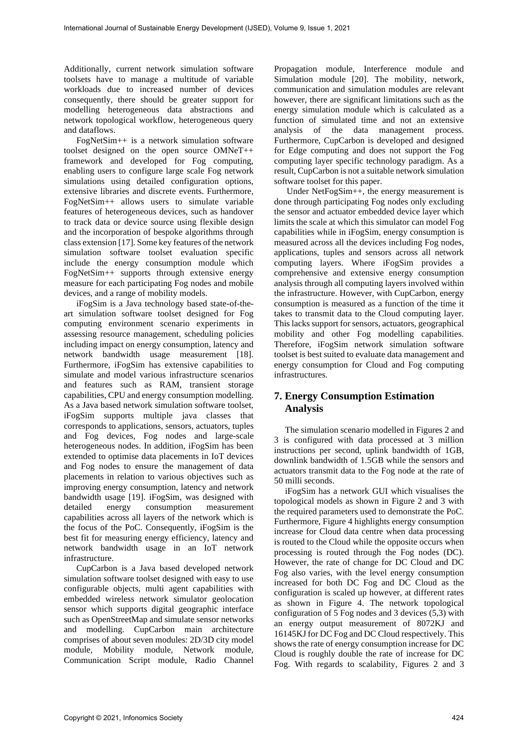Additionally, current network simulation software toolsets have to manage a multitude of variable workloads due to increased number of devices consequently, there should be greater support for modelling heterogeneous data abstractions and network topological workflow, heterogeneous query and dataflows.

FogNetSim++ is a network simulation software toolset designed on the open source OMNeT++ framework and developed for Fog computing, enabling users to configure large scale Fog network simulations using detailed configuration options, extensive libraries and discrete events. Furthermore, FogNetSim++ allows users to simulate variable features of heterogeneous devices, such as handover to track data or device source using flexible design and the incorporation of bespoke algorithms through class extension [17]. Some key features of the network simulation software toolset evaluation specific include the energy consumption module which FogNetSim++ supports through extensive energy measure for each participating Fog nodes and mobile devices, and a range of mobility models.

iFogSim is a Java technology based state-of-the-art simulation software toolset designed for Fog computing environment scenario experiments in assessing resource management, scheduling policies including impact on energy consumption, latency and network bandwidth usage measurement [18]. Furthermore, iFogSim has extensive capabilities to simulate and model various infrastructure scenarios and features such as RAM, transient storage capabilities, CPU and energy consumption modelling. As a Java based network simulation software toolset, iFogSim supports multiple java classes that corresponds to applications, sensors, actuators, tuples and Fog devices, Fog nodes and large-scale heterogeneous nodes. In addition, iFogSim has been extended to optimise data placements in IoT devices and Fog nodes to ensure the management of data placements in relation to various objectives such as improving energy consumption, latency and network bandwidth usage [19]. iFogSim, was designed with detailed energy consumption measurement capabilities across all layers of the network which is the focus of the PoC. Consequently, iFogSim is the best fit for measuring energy efficiency, latency and network bandwidth usage in an IoT network infrastructure.

CupCarbon is a Java based developed network simulation software toolset designed with easy to use configurable objects, multi agent capabilities with embedded wireless network simulator geolocation sensor which supports digital geographic interface such as OpenStreetMap and simulate sensor networks and modelling. CupCarbon main architecture comprises of about seven modules: 2D/3D city model module, Mobility module, Network module, Communication Script module, Radio Channel Propagation module, Interference module and Simulation module [20]. The mobility, network, communication and simulation modules are relevant however, there are significant limitations such as the energy simulation module which is calculated as a function of simulated time and not an extensive analysis of the data management process. Furthermore, CupCarbon is developed and designed for Edge computing and does not support the Fog computing layer specific technology paradigm. As a result, CupCarbon is not a suitable network simulation software toolset for this paper.

Under NetFogSim++, the energy measurement is done through participating Fog nodes only excluding the sensor and actuator embedded device layer which limits the scale at which this simulator can model Fog capabilities while in iFogSim, energy consumption is measured across all the devices including Fog nodes, applications, tuples and sensors across all network computing layers. Where iFogSim provides a comprehensive and extensive energy consumption analysis through all computing layers involved within the infrastructure. However, with CupCarbon, energy consumption is measured as a function of the time it takes to transmit data to the Cloud computing layer. This lacks support for sensors, actuators, geographical mobility and other Fog modelling capabilities. Therefore, iFogSim network simulation software toolset is best suited to evaluate data management and energy consumption for Cloud and Fog computing infrastructures.

## 7. Energy Consumption Estimation Analysis

The simulation scenario modelled in Figures 2 and 3 is configured with data processed at 3 million instructions per second, uplink bandwidth of 1GB, downlink bandwidth of 1.5GB while the sensors and actuators transmit data to the Fog node at the rate of 50 milli seconds.

iFogSim has a network GUI which visualises the topological models as shown in Figure 2 and 3 with the required parameters used to demonstrate the PoC. Furthermore, Figure 4 highlights energy consumption increase for Cloud data centre when data processing is routed to the Cloud while the opposite occurs when processing is routed through the Fog nodes (DC). However, the rate of change for DC Cloud and DC Fog also varies, with the level energy consumption increased for both DC Fog and DC Cloud as the configuration is scaled up however, at different rates as shown in Figure 4. The network topological configuration of 5 Fog nodes and 3 devices (5,3) with an energy output measurement of 8072KJ and 16145KJ for DC Fog and DC Cloud respectively. This shows the rate of energy consumption increase for DC Cloud is roughly double the rate of increase for DC Fog. With regards to scalability, Figures 2 and 3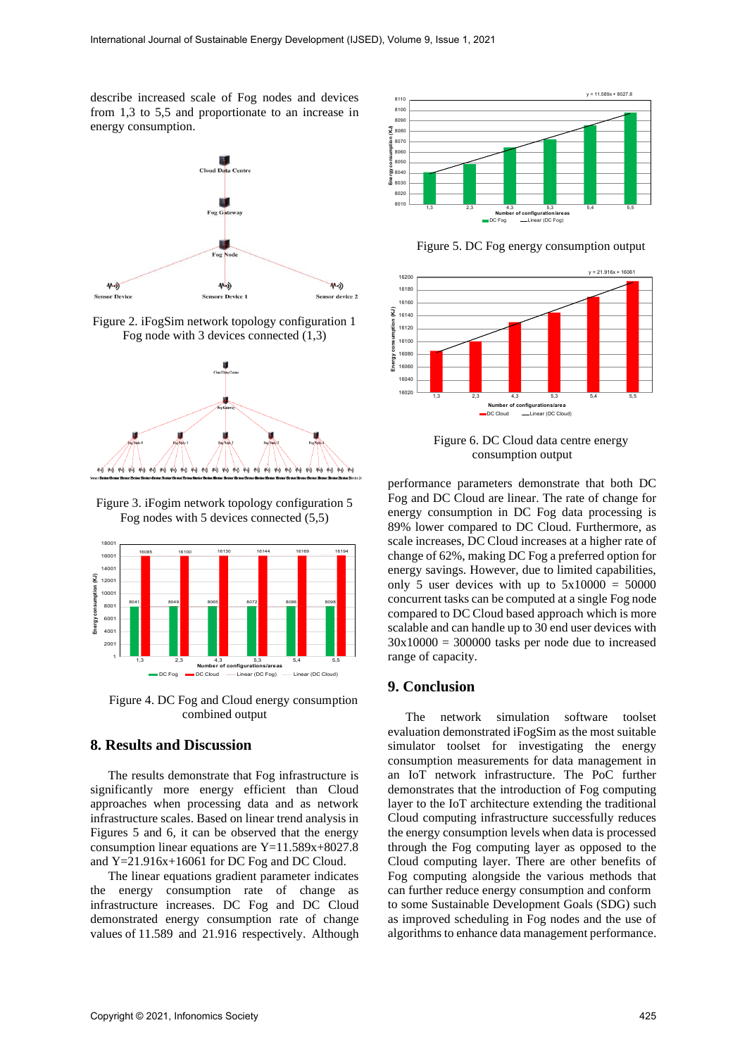describe increased scale of Fog nodes and devices from 1,3 to 5,5 and proportionate to an increase in energy consumption.

Figure 2. iFogSim network topology configuration 1 Fog node with 3 devices connected (1,3)

Figure 3. iFogim network topology configuration 5 Fog nodes with 5 devices connected (5,5)

Figure 4. DC Fog and Cloud energy consumption combined output

## 8. Results and Discussion

The results demonstrate that Fog infrastructure is significantly more energy efficient than Cloud approaches when processing data and as network infrastructure scales. Based on linear trend analysis in Figures 5 and 6, it can be observed that the energy consumption linear equations are Y=11.589x+8027.8 and Y=21.916x+16061 for DC Fog and DC Cloud.

The linear equations gradient parameter indicates the energy consumption rate of change as infrastructure increases. DC Fog and DC Cloud demonstrated energy consumption rate of change values of 11.589 and 21.916 respectively. Although performance parameters demonstrate that both DC Fog and DC Cloud are linear. The rate of change for energy consumption in DC Fog data processing is 89% lower compared to DC Cloud. Furthermore, as scale increases, DC Cloud increases at a higher rate of change of 62%, making DC Fog a preferred option for energy savings. However, due to limited capabilities, only 5 user devices with up to 5x10000 = 50000 concurrent tasks can be computed at a single Fog node compared to DC Cloud based approach which is more scalable and can handle up to 30 end user devices with 30x10000 = 300000 tasks per node due to increased range of capacity.

Figure 5. DC Fog energy consumption output

Figure 6. DC Cloud data centre energy consumption output

## 9. Conclusion

The network simulation software toolset evaluation demonstrated iFogSim as the most suitable simulator toolset for investigating the energy consumption measurements for data management in an IoT network infrastructure. The PoC further demonstrates that the introduction of Fog computing layer to the IoT architecture extending the traditional Cloud computing infrastructure successfully reduces the energy consumption levels when data is processed through the Fog computing layer as opposed to the Cloud computing layer. There are other benefits of Fog computing alongside the various methods that can further reduce energy consumption and conform to some Sustainable Development Goals (SDG) such as improved scheduling in Fog nodes and the use of algorithms to enhance data management performance.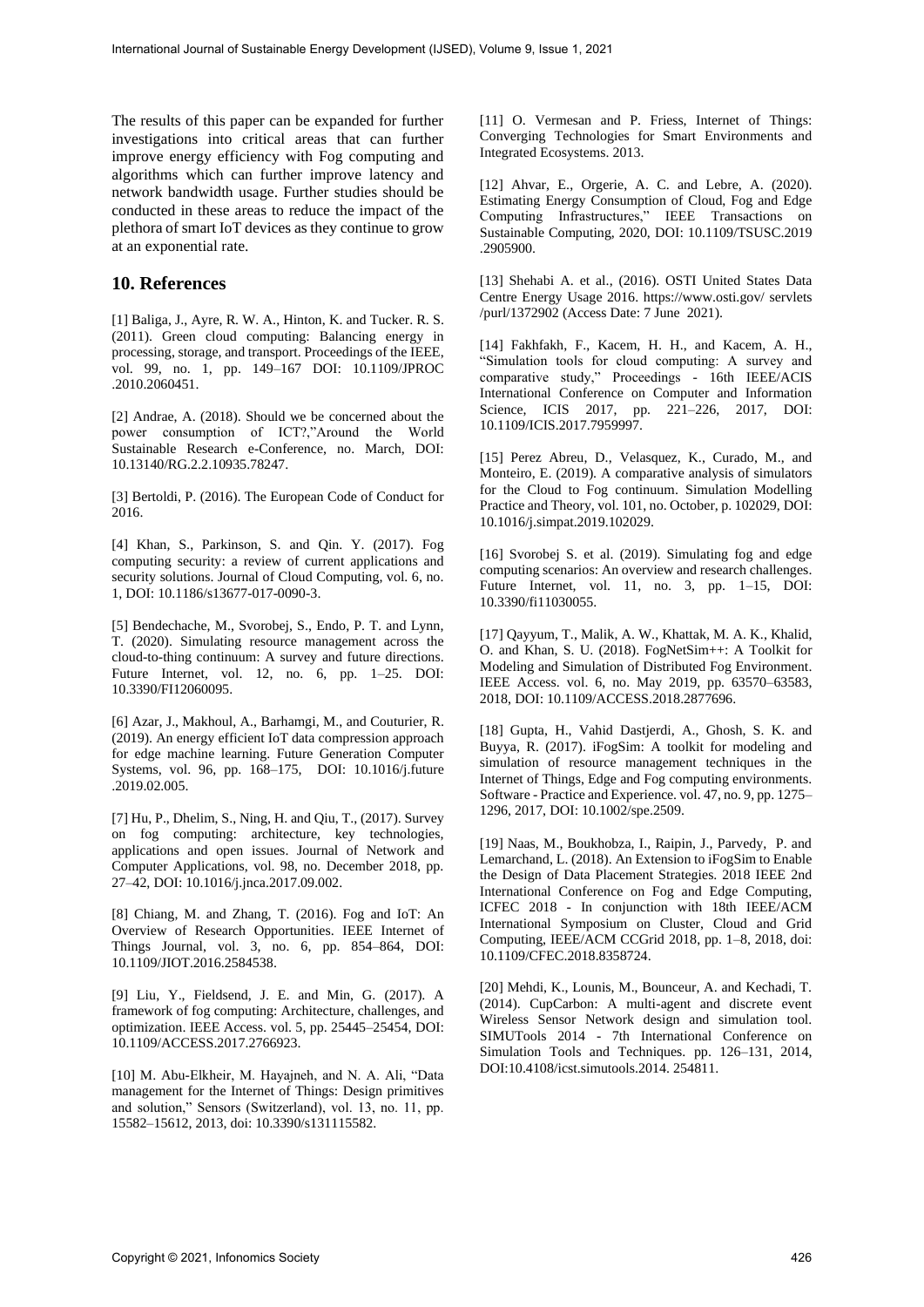The results of this paper can be expanded for further investigations into critical areas that can further improve energy efficiency with Fog computing and algorithms which can further improve latency and network bandwidth usage. Further studies should be conducted in these areas to reduce the impact of the plethora of smart IoT devices as they continue to grow at an exponential rate.

## 10. References

[1] Baliga, J., Ayre, R. W. A., Hinton, K. and Tucker. R. S. (2011). Green cloud computing: Balancing energy in processing, storage, and transport. Proceedings of the IEEE, vol. 99, no. 1, pp. 149–167 DOI: 10.1109/JPROC .2010.2060451.

[2] Andrae, A. (2018). Should we be concerned about the power consumption of ICT?,"Around the World Sustainable Research e-Conference, no. March, DOI: 10.13140/RG.2.2.10935.78247.

[3] Bertoldi, P. (2016). The European Code of Conduct for 2016.

[4] Khan, S., Parkinson, S. and Qin. Y. (2017). Fog computing security: a review of current applications and security solutions. Journal of Cloud Computing, vol. 6, no. 1, DOI: 10.1186/s13677-017-0090-3.

[5] Bendechache, M., Svorobej, S., Endo, P. T. and Lynn, T. (2020). Simulating resource management across the cloud-to-thing continuum: A survey and future directions. Future Internet, vol. 12, no. 6, pp. 1–25. DOI: 10.3390/FI12060095.

[6] Azar, J., Makhoul, A., Barhamgi, M., and Couturier, R. (2019). An energy efficient IoT data compression approach for edge machine learning. Future Generation Computer Systems, vol. 96, pp. 168–175, DOI: 10.1016/j.future .2019.02.005.

[7] Hu, P., Dhelim, S., Ning, H. and Qiu, T., (2017). Survey on fog computing: architecture, key technologies, applications and open issues. Journal of Network and Computer Applications, vol. 98, no. December 2018, pp. 27–42, DOI: 10.1016/j.jnca.2017.09.002.

[8] Chiang, M. and Zhang, T. (2016). Fog and IoT: An Overview of Research Opportunities. IEEE Internet of Things Journal, vol. 3, no. 6, pp. 854–864, DOI: 10.1109/JIOT.2016.2584538.

[9] Liu, Y., Fieldsend, J. E. and Min, G. (2017). A framework of fog computing: Architecture, challenges, and optimization. IEEE Access. vol. 5, pp. 25445–25454, DOI: 10.1109/ACCESS.2017.2766923.

[10] M. Abu-Elkheir, M. Hayajneh, and N. A. Ali, "Data management for the Internet of Things: Design primitives and solution," Sensors (Switzerland), vol. 13, no. 11, pp. 15582–15612, 2013, doi: 10.3390/s131115582.

[11] O. Vermesan and P. Friess, Internet of Things: Converging Technologies for Smart Environments and Integrated Ecosystems. 2013.

[12] Ahvar, E., Orgerie, A. C. and Lebre, A. (2020). Estimating Energy Consumption of Cloud, Fog and Edge Computing Infrastructures," IEEE Transactions on Sustainable Computing, 2020, DOI: 10.1109/TSUSC.2019 .2905900.

[13] Shehabi A. et al., (2016). OSTI United States Data Centre Energy Usage 2016. https://www.osti.gov/ servlets /purl/1372902 (Access Date: 7 June 2021).

[14] Fakhfakh, F., Kacem, H. H., and Kacem, A. H., "Simulation tools for cloud computing: A survey and comparative study," Proceedings - 16th IEEE/ACIS International Conference on Computer and Information Science, ICIS 2017, pp. 221–226, 2017, DOI: 10.1109/ICIS.2017.7959997.

[15] Perez Abreu, D., Velasquez, K., Curado, M., and Monteiro, E. (2019). A comparative analysis of simulators for the Cloud to Fog continuum. Simulation Modelling Practice and Theory, vol. 101, no. October, p. 102029, DOI: 10.1016/j.simpat.2019.102029.

[16] Svorobej S. et al. (2019). Simulating fog and edge computing scenarios: An overview and research challenges. Future Internet, vol. 11, no. 3, pp. 1–15, DOI: 10.3390/fi11030055.

[17] Qayyum, T., Malik, A. W., Khattak, M. A. K., Khalid, O. and Khan, S. U. (2018). FogNetSim++: A Toolkit for Modeling and Simulation of Distributed Fog Environment. IEEE Access. vol. 6, no. May 2019, pp. 63570–63583, 2018, DOI: 10.1109/ACCESS.2018.2877696.

[18] Gupta, H., Vahid Dastjerdi, A., Ghosh, S. K. and Buyya, R. (2017). iFogSim: A toolkit for modeling and simulation of resource management techniques in the Internet of Things, Edge and Fog computing environments. Software - Practice and Experience. vol. 47, no. 9, pp. 1275–1296, 2017, DOI: 10.1002/spe.2509.

[19] Naas, M., Boukhobza, I., Raipin, J., Parvedy, P. and Lemarchand, L. (2018). An Extension to iFogSim to Enable the Design of Data Placement Strategies. 2018 IEEE 2nd International Conference on Fog and Edge Computing, ICFEC 2018 - In conjunction with 18th IEEE/ACM International Symposium on Cluster, Cloud and Grid Computing, IEEE/ACM CCGrid 2018, pp. 1–8, 2018, doi: 10.1109/CFEC.2018.8358724.

[20] Mehdi, K., Lounis, M., Bounceur, A. and Kechadi, T. (2014). CupCarbon: A multi-agent and discrete event Wireless Sensor Network design and simulation tool. SIMUTools 2014 - 7th International Conference on Simulation Tools and Techniques. pp. 126–131, 2014, DOI:10.4108/icst.simutools.2014. 254811.